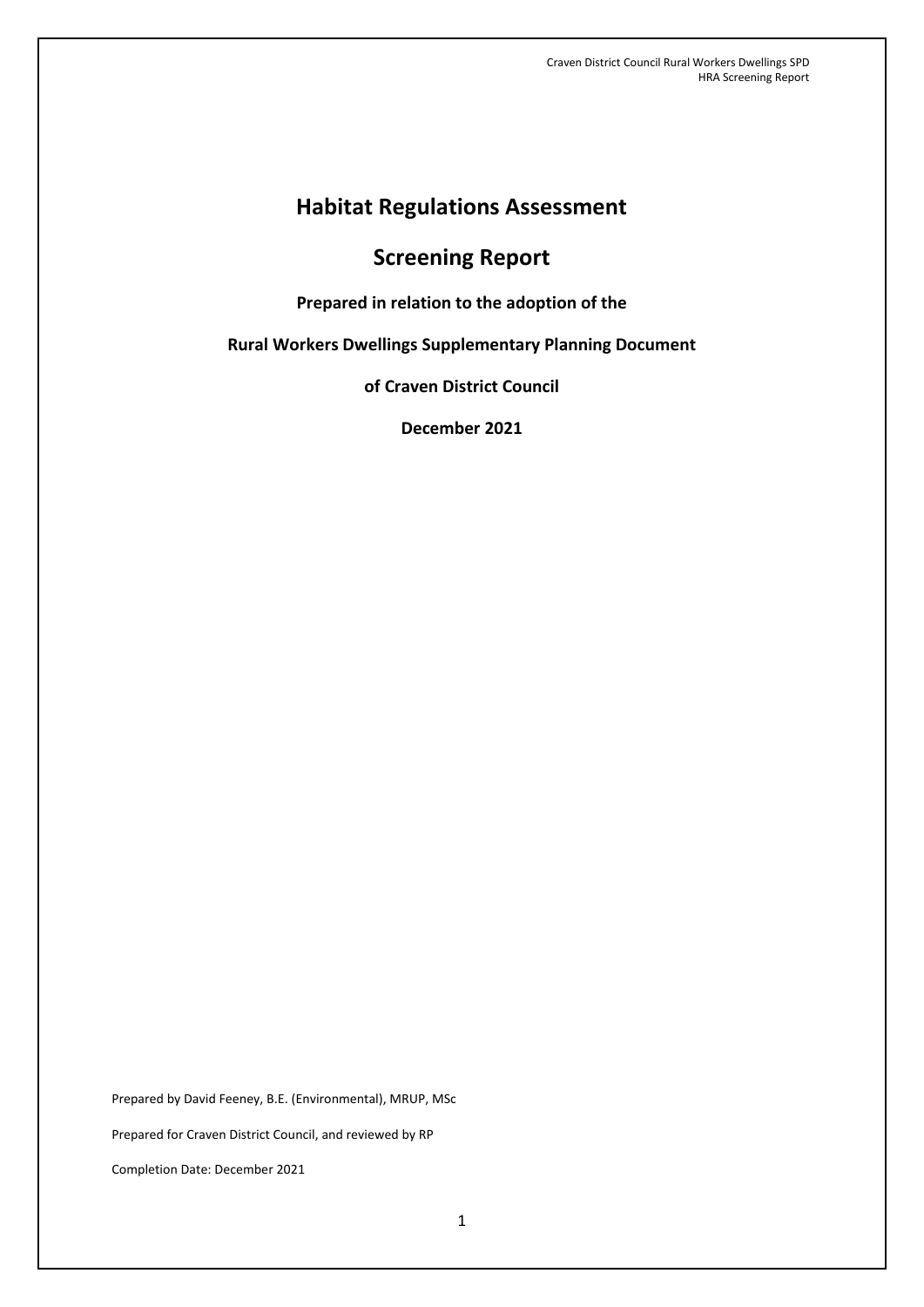# Habitat Regulations Assessment

# Screening Report

**Prepared in relation to the adoption of the**

**Rural Workers Dwellings Supplementary Planning Document**

**of Craven District Council**

**December 2021**

Prepared by David Feeney, B.E. (Environmental), MRUP, MSc

Prepared for Craven District Council, and reviewed by RP

Completion Date: December 2021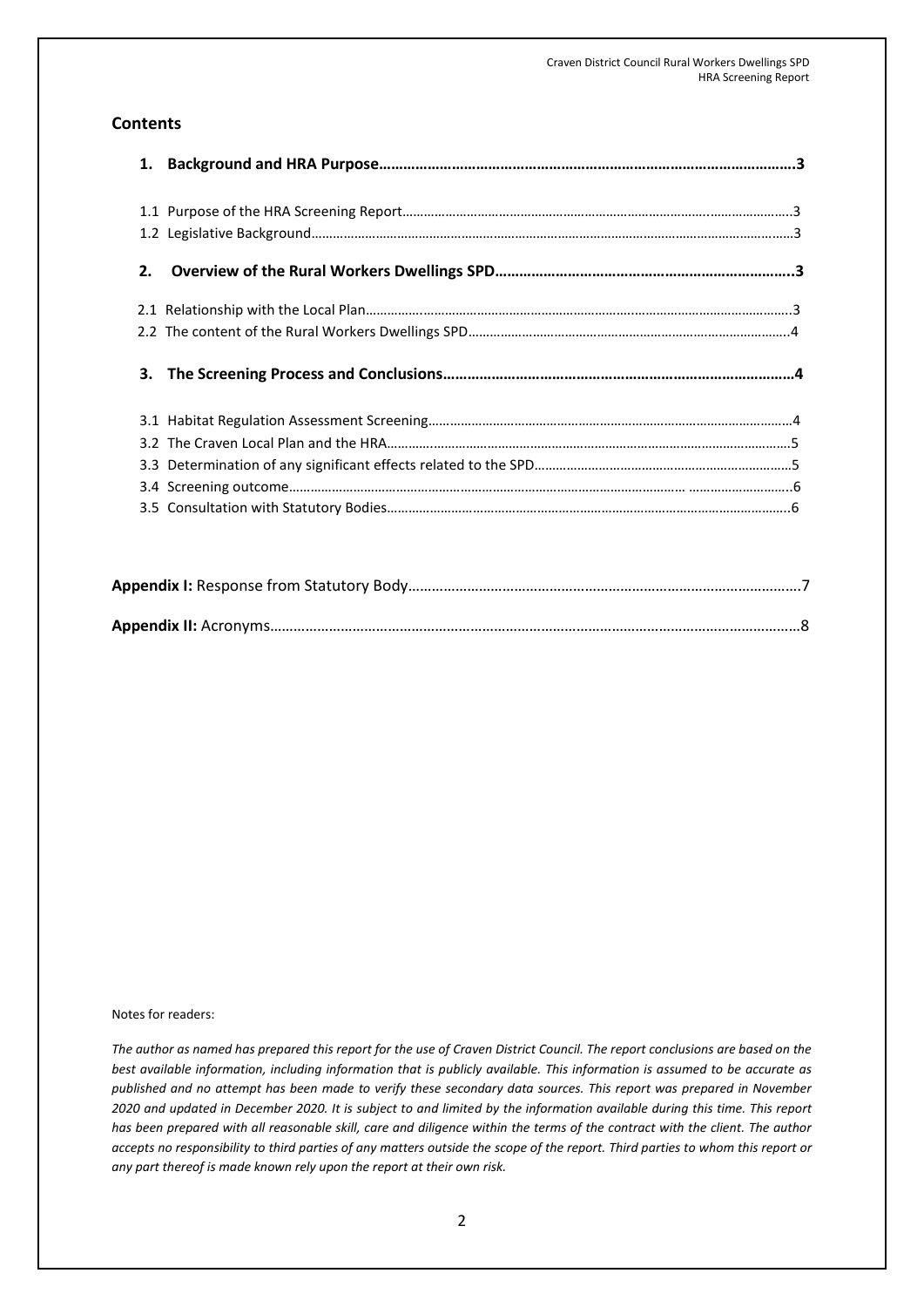## Contents

**1. Background and HRA Purpose……………………………………………………………………………………………3**

1.1 Purpose of the HRA Screening Report………………………………………………………………………………………3

1.2 Legislative Background…………………………………………………………………………………………………………3

**2. Overview of the Rural Workers Dwellings SPD………………………………………………………………..3**

2.1 Relationship with the Local Plan…………………………………………………………………………………………….3

2.2 The content of the Rural Workers Dwellings SPD……………………………………………………………………..4

**3. The Screening Process and Conclusions……………………………………………………………………………4**

3.1 Habitat Regulation Assessment Screening…………………………………………………………………………………4

3.2 The Craven Local Plan and the HRA…………………………………………………………………………………………5

3.3 Determination of any significant effects related to the SPD……………………………………………………………5

3.4 Screening outcome……………………………………………………………………………………………………………..6

3.5 Consultation with Statutory Bodies…………………………………………………………………………………………6

**Appendix I:** Response from Statutory Body……………………………………………………………………………………7

**Appendix II:** Acronyms…………………………………………………………………………………………………………………8

Notes for readers:

*The author as named has prepared this report for the use of Craven District Council. The report conclusions are based on the best available information, including information that is publicly available. This information is assumed to be accurate as published and no attempt has been made to verify these secondary data sources. This report was prepared in November 2020 and updated in December 2020. It is subject to and limited by the information available during this time. This report has been prepared with all reasonable skill, care and diligence within the terms of the contract with the client. The author accepts no responsibility to third parties of any matters outside the scope of the report. Third parties to whom this report or any part thereof is made known rely upon the report at their own risk.*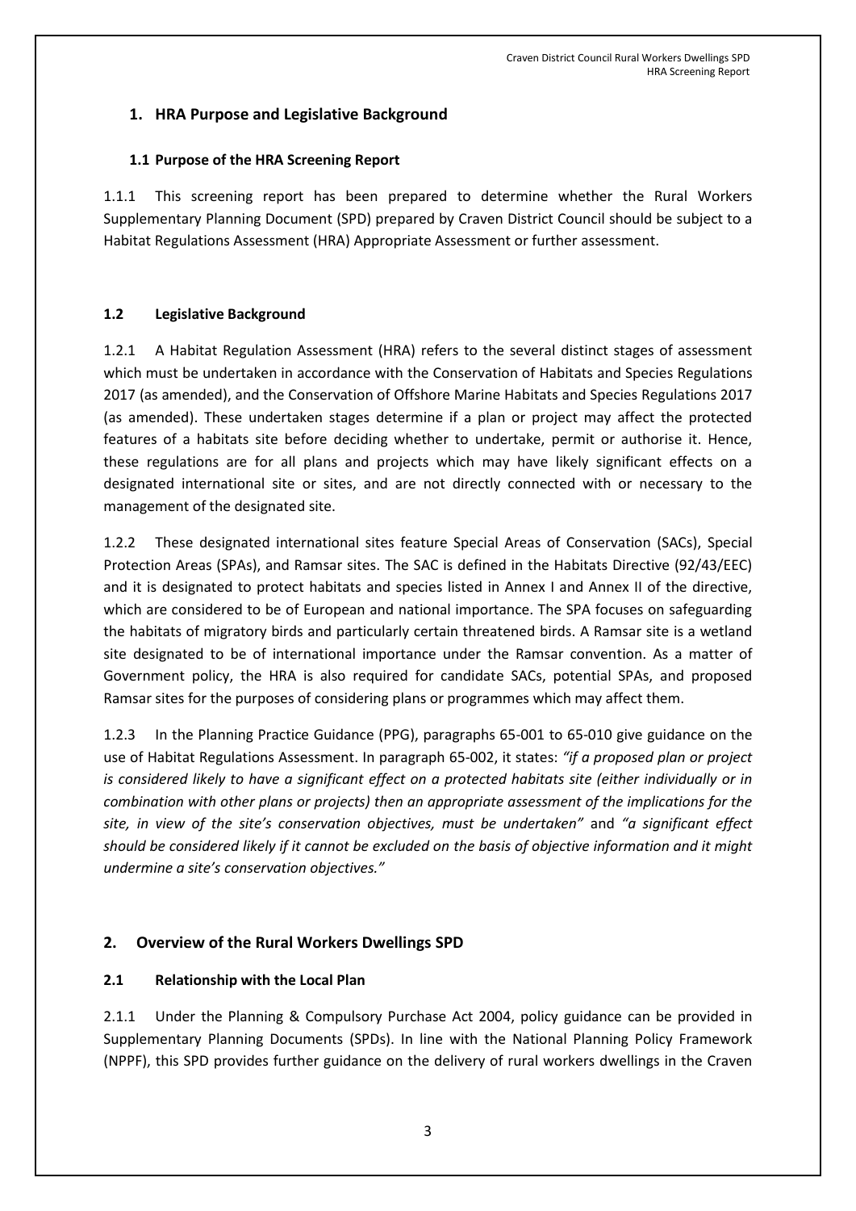## 1. HRA Purpose and Legislative Background

### 1.1 Purpose of the HRA Screening Report

1.1.1 This screening report has been prepared to determine whether the Rural Workers Supplementary Planning Document (SPD) prepared by Craven District Council should be subject to a Habitat Regulations Assessment (HRA) Appropriate Assessment or further assessment.

### 1.2 Legislative Background

1.2.1 A Habitat Regulation Assessment (HRA) refers to the several distinct stages of assessment which must be undertaken in accordance with the Conservation of Habitats and Species Regulations 2017 (as amended), and the Conservation of Offshore Marine Habitats and Species Regulations 2017 (as amended). These undertaken stages determine if a plan or project may affect the protected features of a habitats site before deciding whether to undertake, permit or authorise it. Hence, these regulations are for all plans and projects which may have likely significant effects on a designated international site or sites, and are not directly connected with or necessary to the management of the designated site.

1.2.2 These designated international sites feature Special Areas of Conservation (SACs), Special Protection Areas (SPAs), and Ramsar sites. The SAC is defined in the Habitats Directive (92/43/EEC) and it is designated to protect habitats and species listed in Annex I and Annex II of the directive, which are considered to be of European and national importance. The SPA focuses on safeguarding the habitats of migratory birds and particularly certain threatened birds. A Ramsar site is a wetland site designated to be of international importance under the Ramsar convention. As a matter of Government policy, the HRA is also required for candidate SACs, potential SPAs, and proposed Ramsar sites for the purposes of considering plans or programmes which may affect them.

1.2.3 In the Planning Practice Guidance (PPG), paragraphs 65-001 to 65-010 give guidance on the use of Habitat Regulations Assessment. In paragraph 65-002, it states: *"if a proposed plan or project is considered likely to have a significant effect on a protected habitats site (either individually or in combination with other plans or projects) then an appropriate assessment of the implications for the site, in view of the site's conservation objectives, must be undertaken"* and *"a significant effect should be considered likely if it cannot be excluded on the basis of objective information and it might undermine a site's conservation objectives."*

## 2. Overview of the Rural Workers Dwellings SPD

### 2.1 Relationship with the Local Plan

2.1.1 Under the Planning & Compulsory Purchase Act 2004, policy guidance can be provided in Supplementary Planning Documents (SPDs). In line with the National Planning Policy Framework (NPPF), this SPD provides further guidance on the delivery of rural workers dwellings in the Craven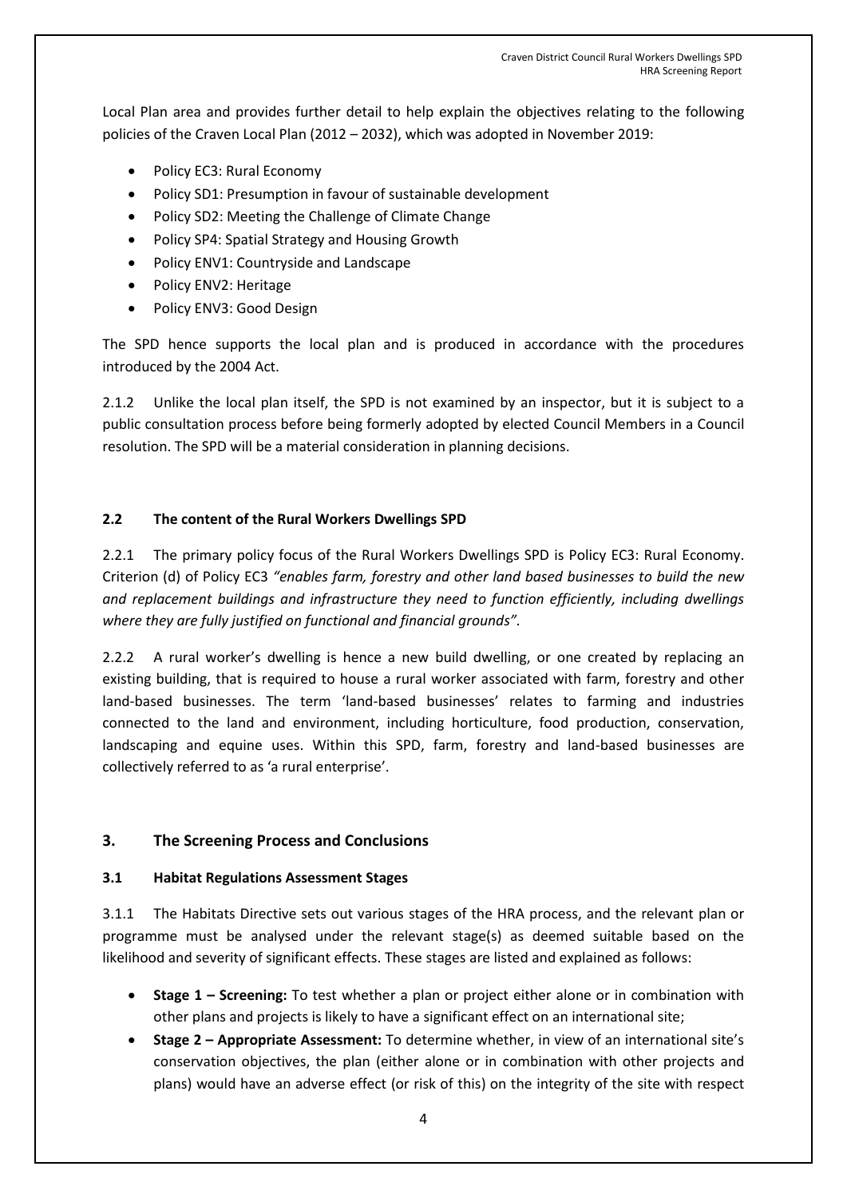Local Plan area and provides further detail to help explain the objectives relating to the following policies of the Craven Local Plan (2012 – 2032), which was adopted in November 2019:

- Policy EC3: Rural Economy
- Policy SD1: Presumption in favour of sustainable development
- Policy SD2: Meeting the Challenge of Climate Change
- Policy SP4: Spatial Strategy and Housing Growth
- Policy ENV1: Countryside and Landscape
- Policy ENV2: Heritage
- Policy ENV3: Good Design

The SPD hence supports the local plan and is produced in accordance with the procedures introduced by the 2004 Act.

2.1.2 Unlike the local plan itself, the SPD is not examined by an inspector, but it is subject to a public consultation process before being formerly adopted by elected Council Members in a Council resolution. The SPD will be a material consideration in planning decisions.

### 2.2 The content of the Rural Workers Dwellings SPD

2.2.1 The primary policy focus of the Rural Workers Dwellings SPD is Policy EC3: Rural Economy. Criterion (d) of Policy EC3 *"enables farm, forestry and other land based businesses to build the new and replacement buildings and infrastructure they need to function efficiently, including dwellings where they are fully justified on functional and financial grounds".*

2.2.2 A rural worker's dwelling is hence a new build dwelling, or one created by replacing an existing building, that is required to house a rural worker associated with farm, forestry and other land-based businesses. The term 'land-based businesses' relates to farming and industries connected to the land and environment, including horticulture, food production, conservation, landscaping and equine uses. Within this SPD, farm, forestry and land-based businesses are collectively referred to as 'a rural enterprise'.

## 3. The Screening Process and Conclusions

### 3.1 Habitat Regulations Assessment Stages

3.1.1 The Habitats Directive sets out various stages of the HRA process, and the relevant plan or programme must be analysed under the relevant stage(s) as deemed suitable based on the likelihood and severity of significant effects. These stages are listed and explained as follows:

- **Stage 1 – Screening:** To test whether a plan or project either alone or in combination with other plans and projects is likely to have a significant effect on an international site;
- **Stage 2 – Appropriate Assessment:** To determine whether, in view of an international site's conservation objectives, the plan (either alone or in combination with other projects and plans) would have an adverse effect (or risk of this) on the integrity of the site with respect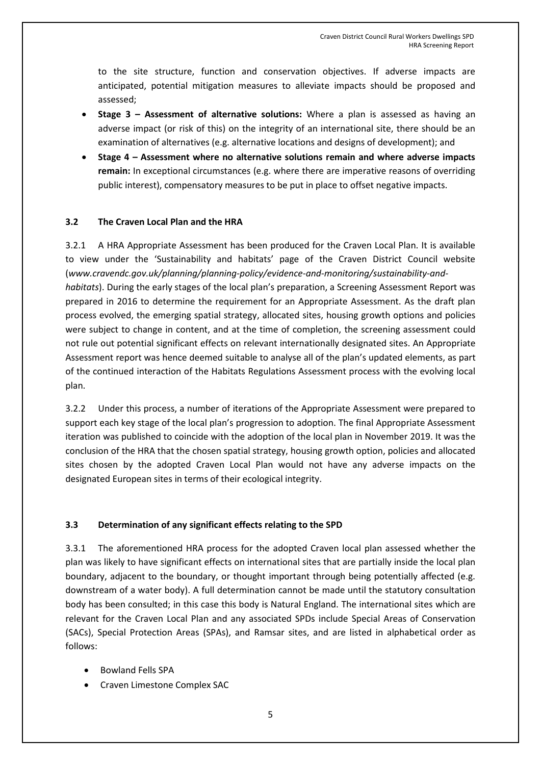to the site structure, function and conservation objectives. If adverse impacts are anticipated, potential mitigation measures to alleviate impacts should be proposed and assessed;

- **Stage 3 – Assessment of alternative solutions:** Where a plan is assessed as having an adverse impact (or risk of this) on the integrity of an international site, there should be an examination of alternatives (e.g. alternative locations and designs of development); and
- **Stage 4 – Assessment where no alternative solutions remain and where adverse impacts remain:** In exceptional circumstances (e.g. where there are imperative reasons of overriding public interest), compensatory measures to be put in place to offset negative impacts.

### 3.2 The Craven Local Plan and the HRA

3.2.1 A HRA Appropriate Assessment has been produced for the Craven Local Plan. It is available to view under the 'Sustainability and habitats' page of the Craven District Council website (*www.cravendc.gov.uk/planning/planning-policy/evidence-and-monitoring/sustainability-and-habitats*). During the early stages of the local plan's preparation, a Screening Assessment Report was prepared in 2016 to determine the requirement for an Appropriate Assessment. As the draft plan process evolved, the emerging spatial strategy, allocated sites, housing growth options and policies were subject to change in content, and at the time of completion, the screening assessment could not rule out potential significant effects on relevant internationally designated sites. An Appropriate Assessment report was hence deemed suitable to analyse all of the plan's updated elements, as part of the continued interaction of the Habitats Regulations Assessment process with the evolving local plan.

3.2.2 Under this process, a number of iterations of the Appropriate Assessment were prepared to support each key stage of the local plan's progression to adoption. The final Appropriate Assessment iteration was published to coincide with the adoption of the local plan in November 2019. It was the conclusion of the HRA that the chosen spatial strategy, housing growth option, policies and allocated sites chosen by the adopted Craven Local Plan would not have any adverse impacts on the designated European sites in terms of their ecological integrity.

### 3.3 Determination of any significant effects relating to the SPD

3.3.1 The aforementioned HRA process for the adopted Craven local plan assessed whether the plan was likely to have significant effects on international sites that are partially inside the local plan boundary, adjacent to the boundary, or thought important through being potentially affected (e.g. downstream of a water body). A full determination cannot be made until the statutory consultation body has been consulted; in this case this body is Natural England. The international sites which are relevant for the Craven Local Plan and any associated SPDs include Special Areas of Conservation (SACs), Special Protection Areas (SPAs), and Ramsar sites, and are listed in alphabetical order as follows:

- Bowland Fells SPA
- Craven Limestone Complex SAC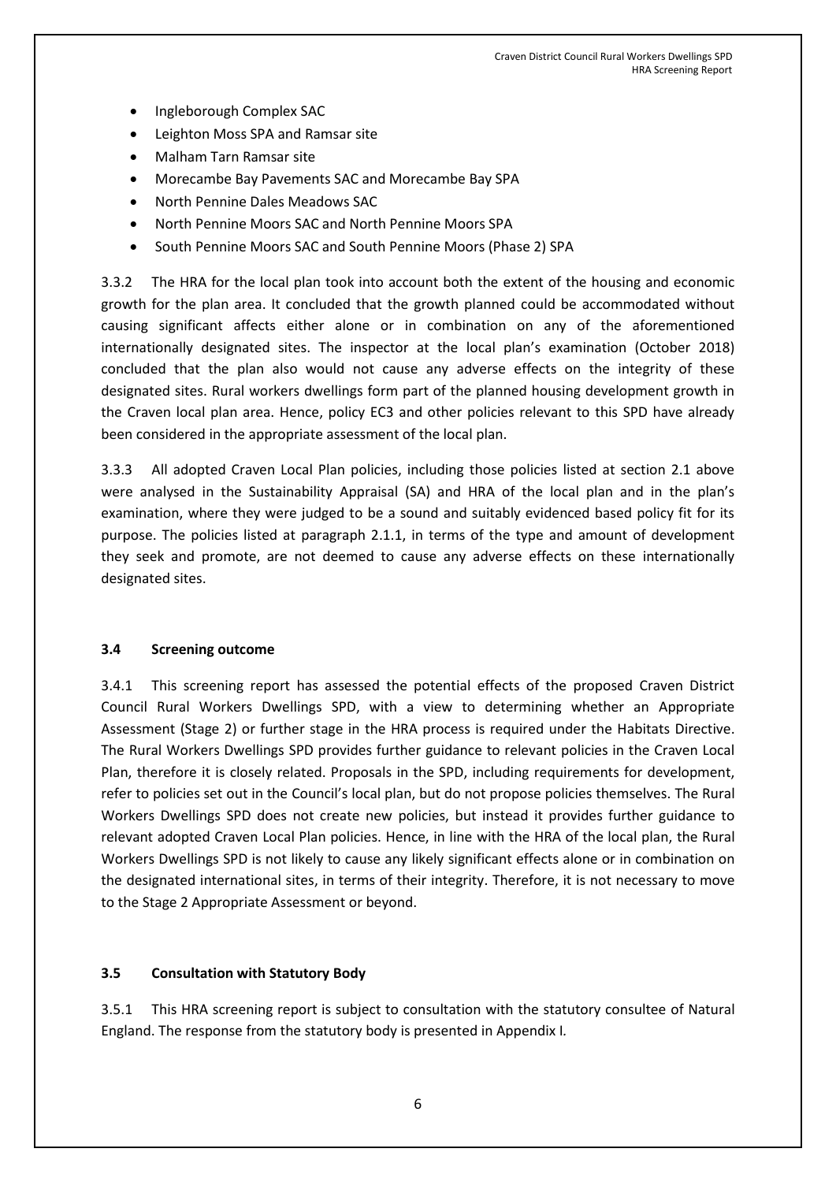- Ingleborough Complex SAC
- Leighton Moss SPA and Ramsar site
- Malham Tarn Ramsar site
- Morecambe Bay Pavements SAC and Morecambe Bay SPA
- North Pennine Dales Meadows SAC
- North Pennine Moors SAC and North Pennine Moors SPA
- South Pennine Moors SAC and South Pennine Moors (Phase 2) SPA

3.3.2 The HRA for the local plan took into account both the extent of the housing and economic growth for the plan area. It concluded that the growth planned could be accommodated without causing significant affects either alone or in combination on any of the aforementioned internationally designated sites. The inspector at the local plan's examination (October 2018) concluded that the plan also would not cause any adverse effects on the integrity of these designated sites. Rural workers dwellings form part of the planned housing development growth in the Craven local plan area. Hence, policy EC3 and other policies relevant to this SPD have already been considered in the appropriate assessment of the local plan.

3.3.3 All adopted Craven Local Plan policies, including those policies listed at section 2.1 above were analysed in the Sustainability Appraisal (SA) and HRA of the local plan and in the plan's examination, where they were judged to be a sound and suitably evidenced based policy fit for its purpose. The policies listed at paragraph 2.1.1, in terms of the type and amount of development they seek and promote, are not deemed to cause any adverse effects on these internationally designated sites.

### 3.4 Screening outcome

3.4.1 This screening report has assessed the potential effects of the proposed Craven District Council Rural Workers Dwellings SPD, with a view to determining whether an Appropriate Assessment (Stage 2) or further stage in the HRA process is required under the Habitats Directive. The Rural Workers Dwellings SPD provides further guidance to relevant policies in the Craven Local Plan, therefore it is closely related. Proposals in the SPD, including requirements for development, refer to policies set out in the Council's local plan, but do not propose policies themselves. The Rural Workers Dwellings SPD does not create new policies, but instead it provides further guidance to relevant adopted Craven Local Plan policies. Hence, in line with the HRA of the local plan, the Rural Workers Dwellings SPD is not likely to cause any likely significant effects alone or in combination on the designated international sites, in terms of their integrity. Therefore, it is not necessary to move to the Stage 2 Appropriate Assessment or beyond.

### 3.5 Consultation with Statutory Body

3.5.1 This HRA screening report is subject to consultation with the statutory consultee of Natural England. The response from the statutory body is presented in Appendix I.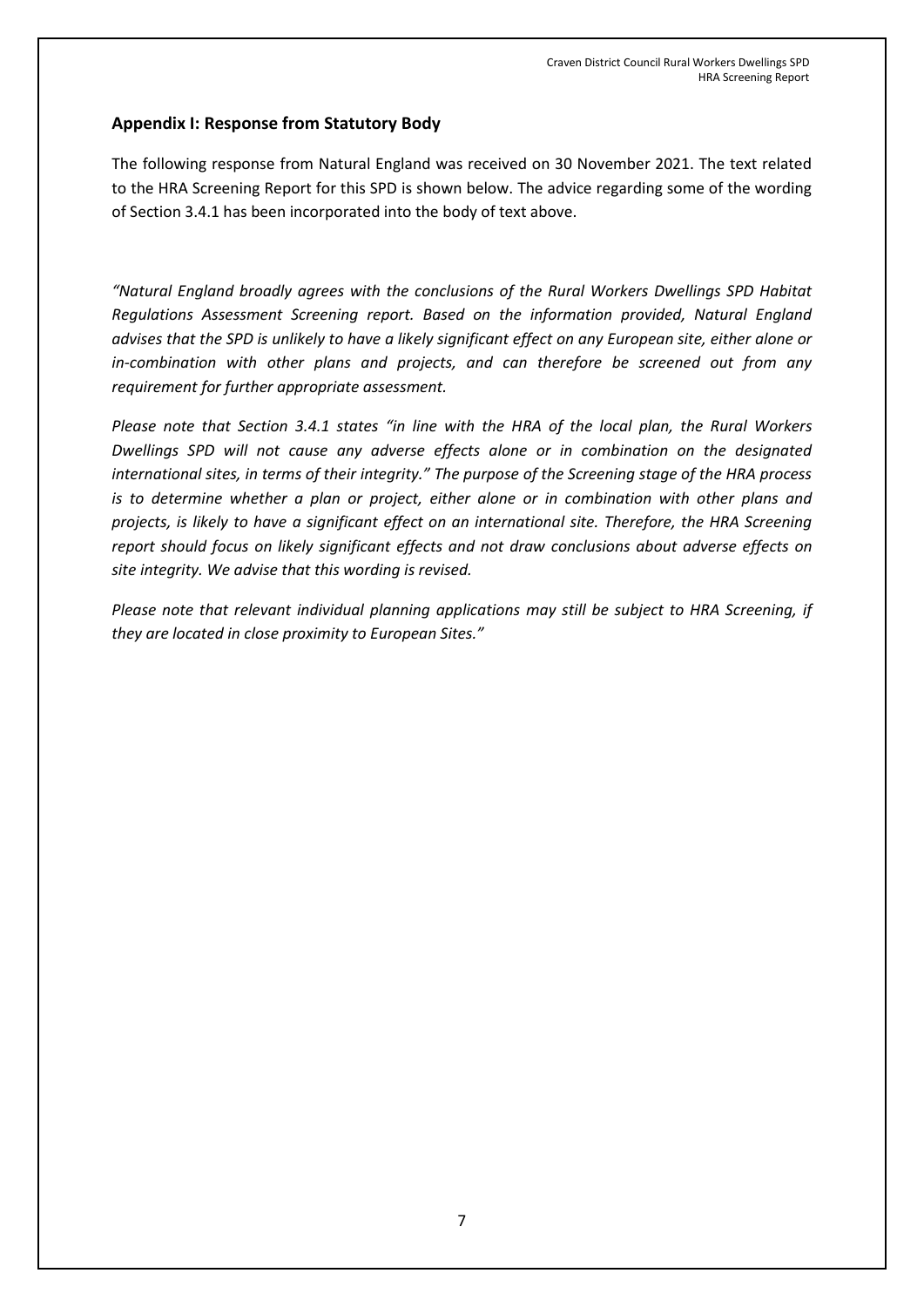## Appendix I: Response from Statutory Body

The following response from Natural England was received on 30 November 2021. The text related to the HRA Screening Report for this SPD is shown below. The advice regarding some of the wording of Section 3.4.1 has been incorporated into the body of text above.

*"Natural England broadly agrees with the conclusions of the Rural Workers Dwellings SPD Habitat Regulations Assessment Screening report. Based on the information provided, Natural England advises that the SPD is unlikely to have a likely significant effect on any European site, either alone or in-combination with other plans and projects, and can therefore be screened out from any requirement for further appropriate assessment.*

*Please note that Section 3.4.1 states "in line with the HRA of the local plan, the Rural Workers Dwellings SPD will not cause any adverse effects alone or in combination on the designated international sites, in terms of their integrity." The purpose of the Screening stage of the HRA process is to determine whether a plan or project, either alone or in combination with other plans and projects, is likely to have a significant effect on an international site. Therefore, the HRA Screening report should focus on likely significant effects and not draw conclusions about adverse effects on site integrity. We advise that this wording is revised.*

*Please note that relevant individual planning applications may still be subject to HRA Screening, if they are located in close proximity to European Sites."*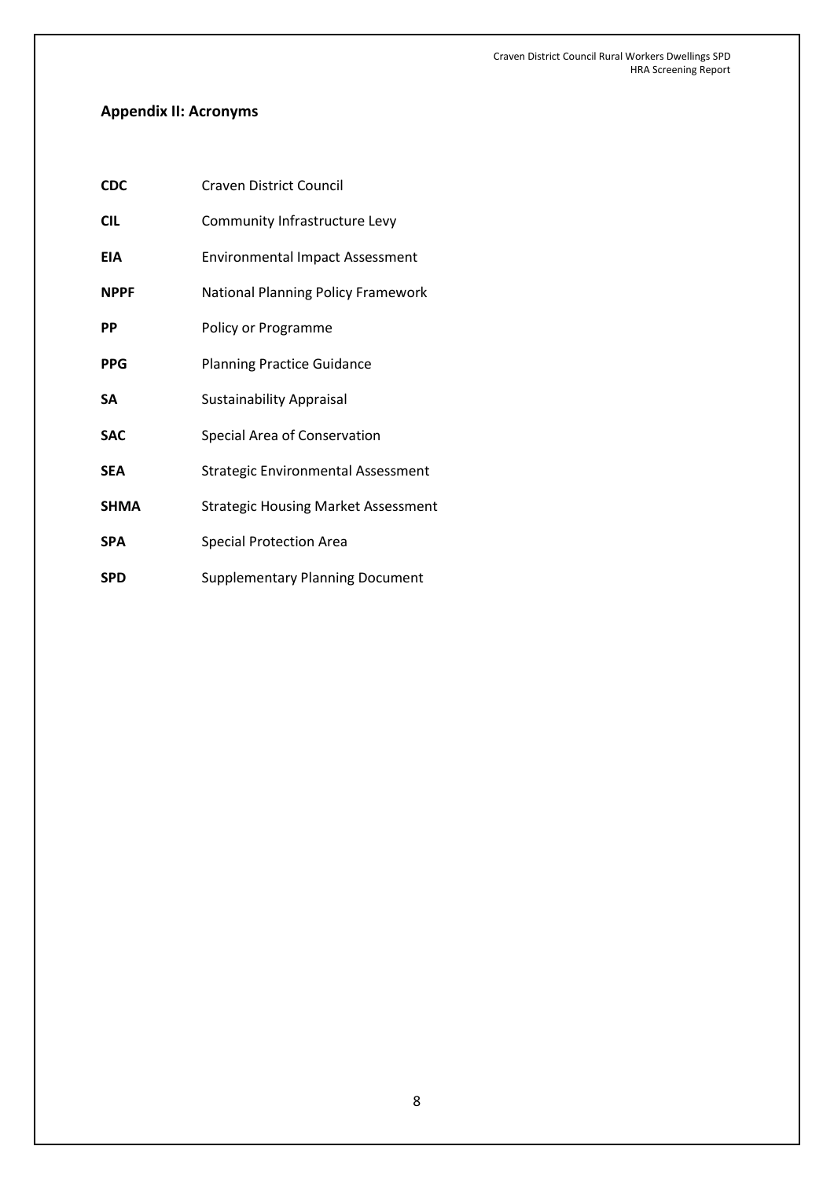## Appendix II: Acronyms

| | |
|---|---|
| **CDC** | Craven District Council |
| **CIL** | Community Infrastructure Levy |
| **EIA** | Environmental Impact Assessment |
| **NPPF** | National Planning Policy Framework |
| **PP** | Policy or Programme |
| **PPG** | Planning Practice Guidance |
| **SA** | Sustainability Appraisal |
| **SAC** | Special Area of Conservation |
| **SEA** | Strategic Environmental Assessment |
| **SHMA** | Strategic Housing Market Assessment |
| **SPA** | Special Protection Area |
| **SPD** | Supplementary Planning Document |